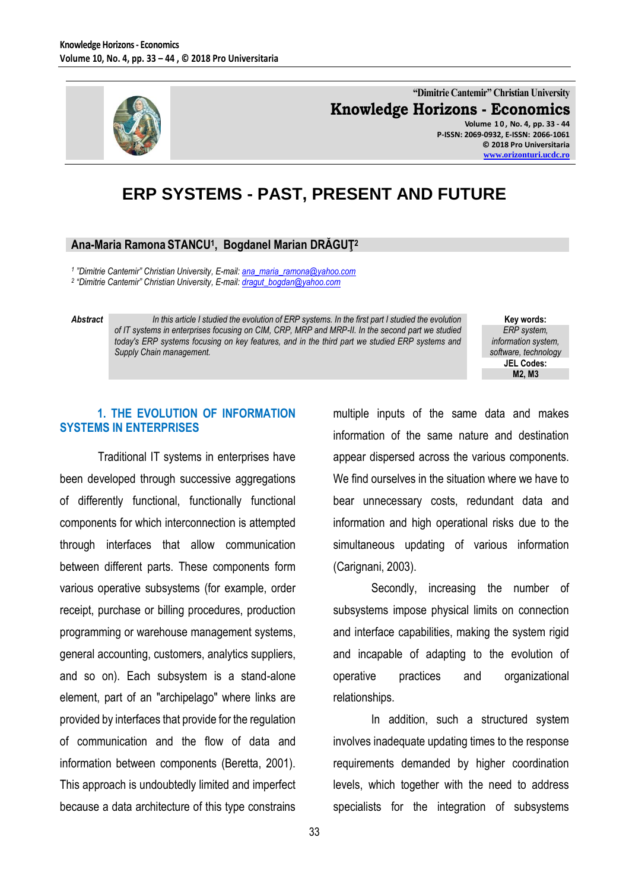"Dimitrie Cantemir" Christian University
**Knowledge Horizons - Economics**
Volume 10, No. 4, pp. 33 - 44
P-ISSN: 2069-0932, E-ISSN: 2066-1061
© 2018 Pro Universitaria
www.orizonturi.ucdc.ro

# ERP SYSTEMS - PAST, PRESENT AND FUTURE

**Ana-Maria Ramona STANCU[1], Bogdanel Marian DRĂGUŢ[2]**

[1] "Dimitrie Cantemir" Christian University, E-mail: ana_maria_ramona@yahoo.com
[2] "Dimitrie Cantemir" Christian University, E-mail: dragut_bogdan@yahoo.com

***Abstract*** *In this article I studied the evolution of ERP systems. In the first part I studied the evolution of IT systems in enterprises focusing on CIM, CRP, MRP and MRP-II. In the second part we studied today's ERP systems focusing on key features, and in the third part we studied ERP systems and Supply Chain management.*

**Key words:**
*ERP system, information system, software, technology*

**JEL Codes:**
**M2, M3**

## 1. THE EVOLUTION OF INFORMATION SYSTEMS IN ENTERPRISES

Traditional IT systems in enterprises have been developed through successive aggregations of differently functional, functionally functional components for which interconnection is attempted through interfaces that allow communication between different parts. These components form various operative subsystems (for example, order receipt, purchase or billing procedures, production programming or warehouse management systems, general accounting, customers, analytics suppliers, and so on). Each subsystem is a stand-alone element, part of an "archipelago" where links are provided by interfaces that provide for the regulation of communication and the flow of data and information between components (Beretta, 2001). This approach is undoubtedly limited and imperfect because a data architecture of this type constrains multiple inputs of the same data and makes information of the same nature and destination appear dispersed across the various components. We find ourselves in the situation where we have to bear unnecessary costs, redundant data and information and high operational risks due to the simultaneous updating of various information (Carignani, 2003).

Secondly, increasing the number of subsystems impose physical limits on connection and interface capabilities, making the system rigid and incapable of adapting to the evolution of operative practices and organizational relationships.

In addition, such a structured system involves inadequate updating times to the response requirements demanded by higher coordination levels, which together with the need to address specialists for the integration of subsystems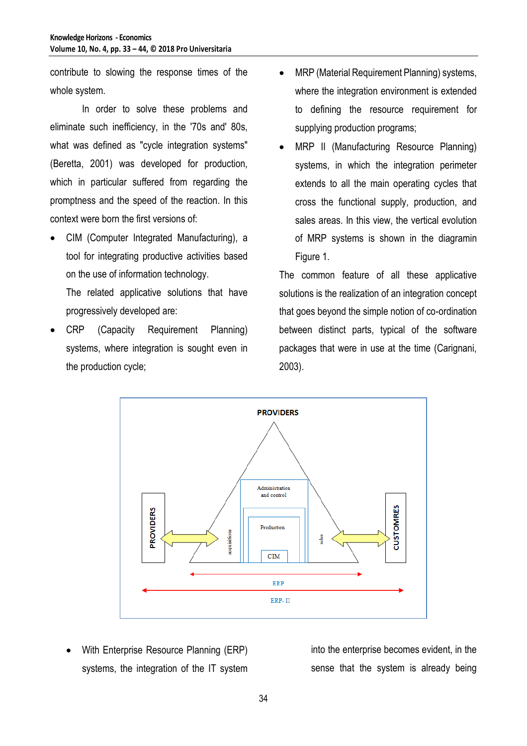contribute to slowing the response times of the whole system.

In order to solve these problems and eliminate such inefficiency, in the '70s and' 80s, what was defined as "cycle integration systems" (Beretta, 2001) was developed for production, which in particular suffered from regarding the promptness and the speed of the reaction. In this context were born the first versions of:

- CIM (Computer Integrated Manufacturing), a tool for integrating productive activities based on the use of information technology.

  The related applicative solutions that have progressively developed are:

- CRP (Capacity Requirement Planning) systems, where integration is sought even in the production cycle;
- MRP (Material Requirement Planning) systems, where the integration environment is extended to defining the resource requirement for supplying production programs;
- MRP II (Manufacturing Resource Planning) systems, in which the integration perimeter extends to all the main operating cycles that cross the functional supply, production, and sales areas. In this view, the vertical evolution of MRP systems is shown in the diagramin Figure 1.

The common feature of all these applicative solutions is the realization of an integration concept that goes beyond the simple notion of co-ordination between distinct parts, typical of the software packages that were in use at the time (Carignani, 2003).

PROVIDERS

PROVIDERS | acquisitions | Administration and control | Production | CIM | sales | CUSTOMRES

ERP

ERP- II

- With Enterprise Resource Planning (ERP) systems, the integration of the IT system into the enterprise becomes evident, in the sense that the system is already being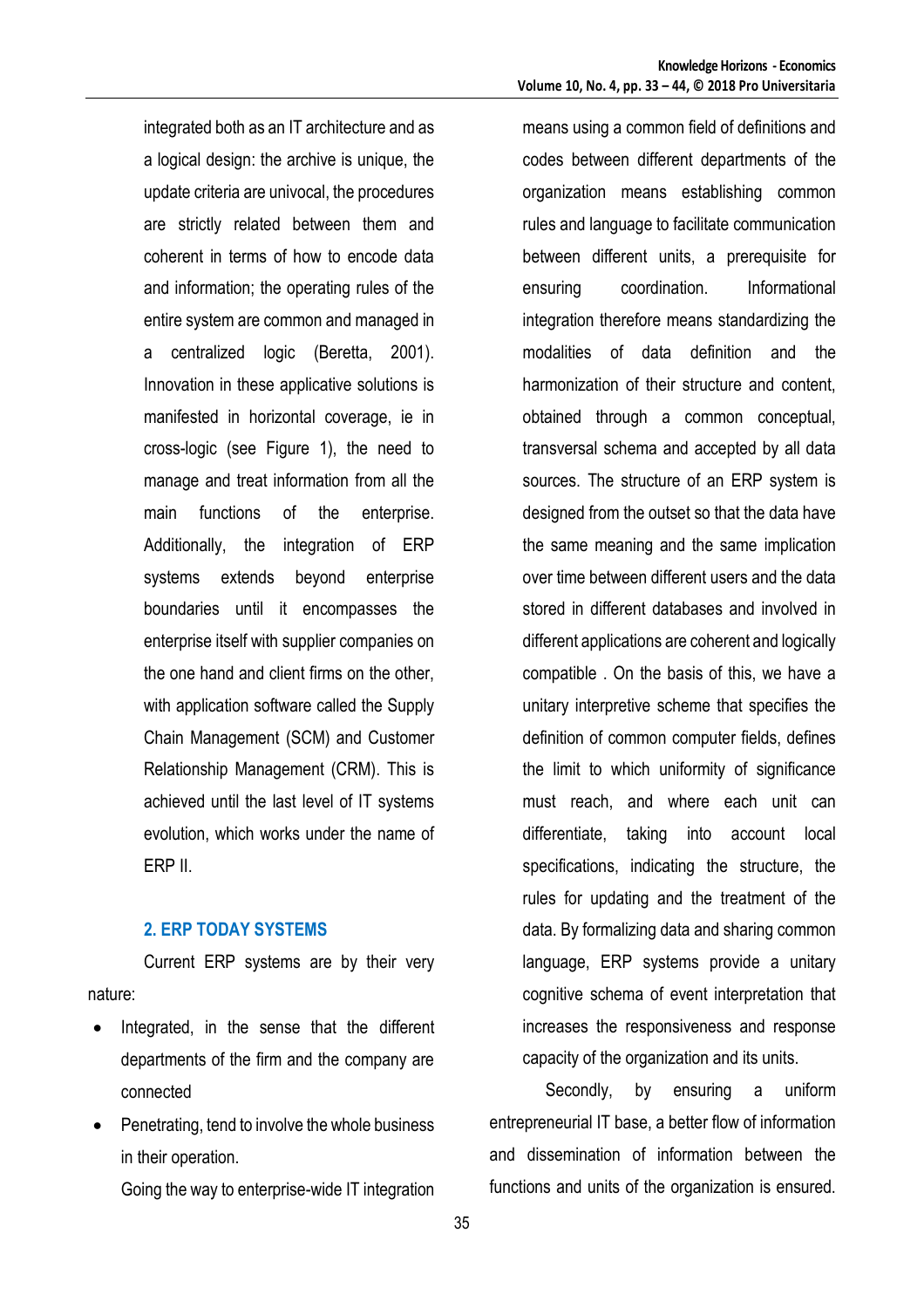integrated both as an IT architecture and as a logical design: the archive is unique, the update criteria are univocal, the procedures are strictly related between them and coherent in terms of how to encode data and information; the operating rules of the entire system are common and managed in a centralized logic (Beretta, 2001). Innovation in these applicative solutions is manifested in horizontal coverage, ie in cross-logic (see Figure 1), the need to manage and treat information from all the main functions of the enterprise. Additionally, the integration of ERP systems extends beyond enterprise boundaries until it encompasses the enterprise itself with supplier companies on the one hand and client firms on the other, with application software called the Supply Chain Management (SCM) and Customer Relationship Management (CRM). This is achieved until the last level of IT systems evolution, which works under the name of ERP II.

## 2. ERP TODAY SYSTEMS

Current ERP systems are by their very nature:

- Integrated, in the sense that the different departments of the firm and the company are connected
- Penetrating, tend to involve the whole business in their operation.

Going the way to enterprise-wide IT integration means using a common field of definitions and codes between different departments of the organization means establishing common rules and language to facilitate communication between different units, a prerequisite for ensuring coordination. Informational integration therefore means standardizing the modalities of data definition and the harmonization of their structure and content, obtained through a common conceptual, transversal schema and accepted by all data sources. The structure of an ERP system is designed from the outset so that the data have the same meaning and the same implication over time between different users and the data stored in different databases and involved in different applications are coherent and logically compatible . On the basis of this, we have a unitary interpretive scheme that specifies the definition of common computer fields, defines the limit to which uniformity of significance must reach, and where each unit can differentiate, taking into account local specifications, indicating the structure, the rules for updating and the treatment of the data. By formalizing data and sharing common language, ERP systems provide a unitary cognitive schema of event interpretation that increases the responsiveness and response capacity of the organization and its units.

Secondly, by ensuring a uniform entrepreneurial IT base, a better flow of information and dissemination of information between the functions and units of the organization is ensured.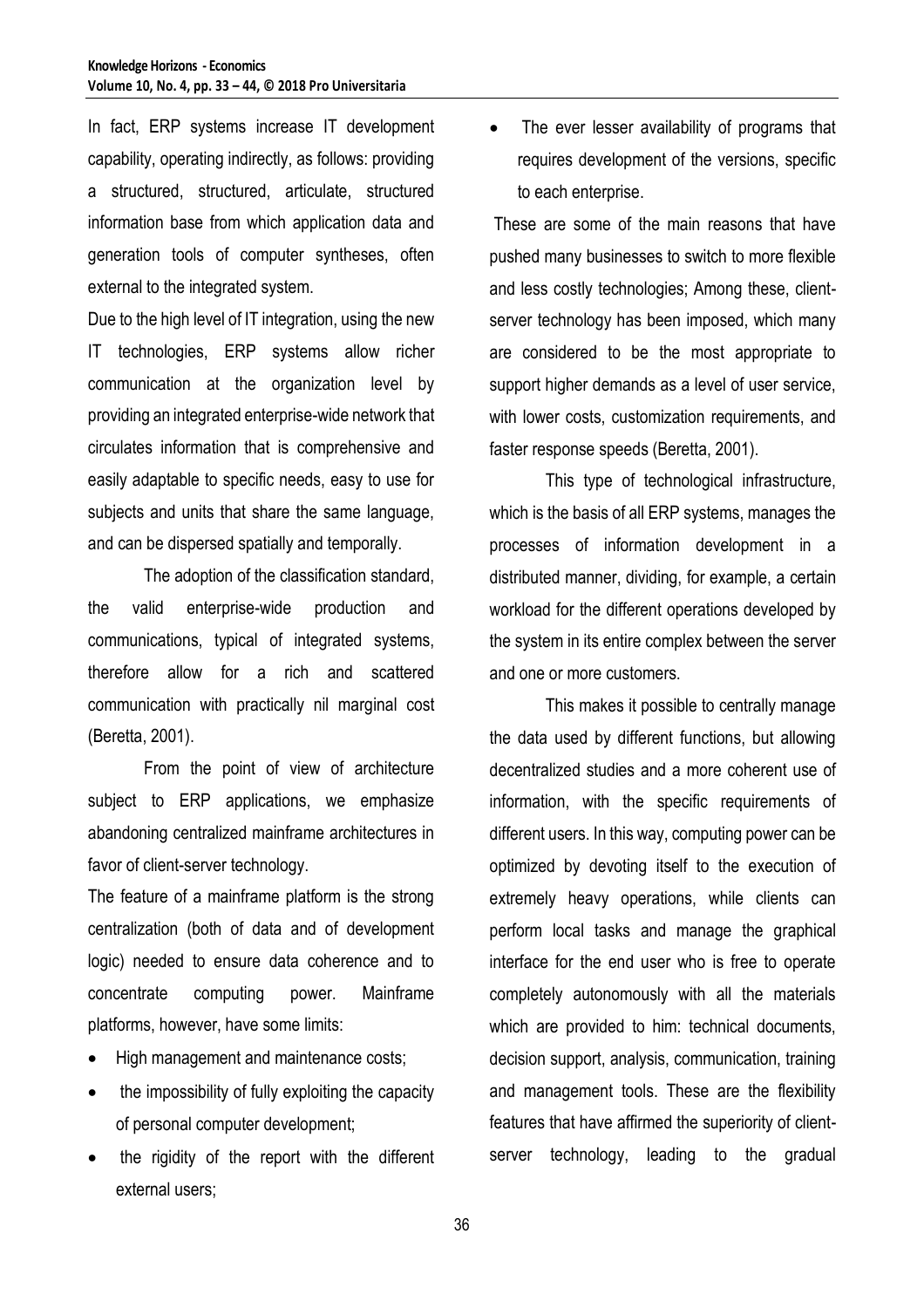In fact, ERP systems increase IT development capability, operating indirectly, as follows: providing a structured, structured, articulate, structured information base from which application data and generation tools of computer syntheses, often external to the integrated system.

Due to the high level of IT integration, using the new IT technologies, ERP systems allow richer communication at the organization level by providing an integrated enterprise-wide network that circulates information that is comprehensive and easily adaptable to specific needs, easy to use for subjects and units that share the same language, and can be dispersed spatially and temporally.

The adoption of the classification standard, the valid enterprise-wide production and communications, typical of integrated systems, therefore allow for a rich and scattered communication with practically nil marginal cost (Beretta, 2001).

From the point of view of architecture subject to ERP applications, we emphasize abandoning centralized mainframe architectures in favor of client-server technology.

The feature of a mainframe platform is the strong centralization (both of data and of development logic) needed to ensure data coherence and to concentrate computing power. Mainframe platforms, however, have some limits:

- High management and maintenance costs;
- the impossibility of fully exploiting the capacity of personal computer development;
- the rigidity of the report with the different external users;
- The ever lesser availability of programs that requires development of the versions, specific to each enterprise.

These are some of the main reasons that have pushed many businesses to switch to more flexible and less costly technologies; Among these, client-server technology has been imposed, which many are considered to be the most appropriate to support higher demands as a level of user service, with lower costs, customization requirements, and faster response speeds (Beretta, 2001).

This type of technological infrastructure, which is the basis of all ERP systems, manages the processes of information development in a distributed manner, dividing, for example, a certain workload for the different operations developed by the system in its entire complex between the server and one or more customers.

This makes it possible to centrally manage the data used by different functions, but allowing decentralized studies and a more coherent use of information, with the specific requirements of different users. In this way, computing power can be optimized by devoting itself to the execution of extremely heavy operations, while clients can perform local tasks and manage the graphical interface for the end user who is free to operate completely autonomously with all the materials which are provided to him: technical documents, decision support, analysis, communication, training and management tools. These are the flexibility features that have affirmed the superiority of client-server technology, leading to the gradual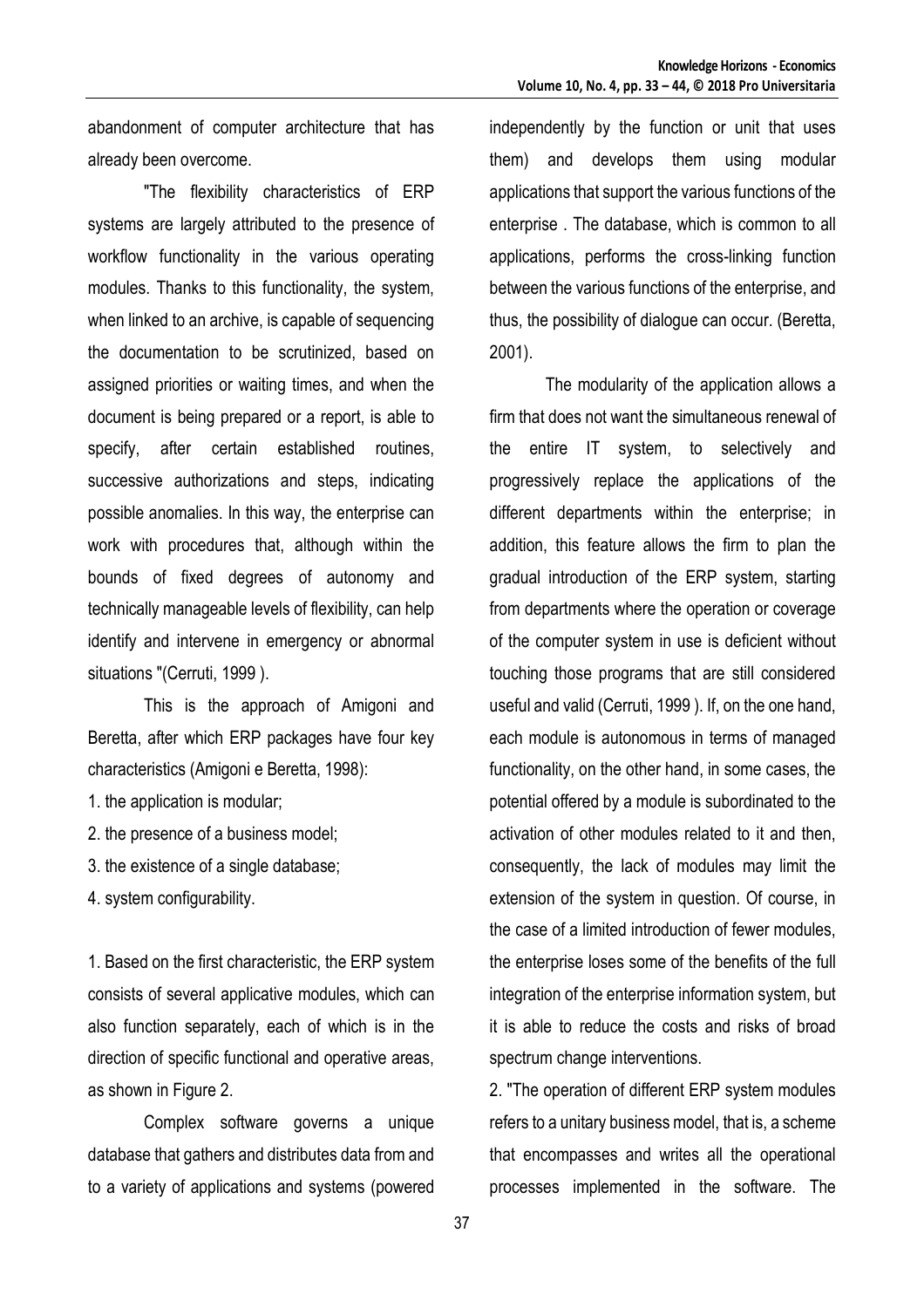abandonment of computer architecture that has already been overcome.

"The flexibility characteristics of ERP systems are largely attributed to the presence of workflow functionality in the various operating modules. Thanks to this functionality, the system, when linked to an archive, is capable of sequencing the documentation to be scrutinized, based on assigned priorities or waiting times, and when the document is being prepared or a report, is able to specify, after certain established routines, successive authorizations and steps, indicating possible anomalies. In this way, the enterprise can work with procedures that, although within the bounds of fixed degrees of autonomy and technically manageable levels of flexibility, can help identify and intervene in emergency or abnormal situations "(Cerruti, 1999 ).

This is the approach of Amigoni and Beretta, after which ERP packages have four key characteristics (Amigoni e Beretta, 1998):

1. the application is modular;
2. the presence of a business model;
3. the existence of a single database;
4. system configurability.

1. Based on the first characteristic, the ERP system consists of several applicative modules, which can also function separately, each of which is in the direction of specific functional and operative areas, as shown in Figure 2.

Complex software governs a unique database that gathers and distributes data from and to a variety of applications and systems (powered independently by the function or unit that uses them) and develops them using modular applications that support the various functions of the enterprise . The database, which is common to all applications, performs the cross-linking function between the various functions of the enterprise, and thus, the possibility of dialogue can occur. (Beretta, 2001).

The modularity of the application allows a firm that does not want the simultaneous renewal of the entire IT system, to selectively and progressively replace the applications of the different departments within the enterprise; in addition, this feature allows the firm to plan the gradual introduction of the ERP system, starting from departments where the operation or coverage of the computer system in use is deficient without touching those programs that are still considered useful and valid (Cerruti, 1999 ). If, on the one hand, each module is autonomous in terms of managed functionality, on the other hand, in some cases, the potential offered by a module is subordinated to the activation of other modules related to it and then, consequently, the lack of modules may limit the extension of the system in question. Of course, in the case of a limited introduction of fewer modules, the enterprise loses some of the benefits of the full integration of the enterprise information system, but it is able to reduce the costs and risks of broad spectrum change interventions.

2. "The operation of different ERP system modules refers to a unitary business model, that is, a scheme that encompasses and writes all the operational processes implemented in the software. The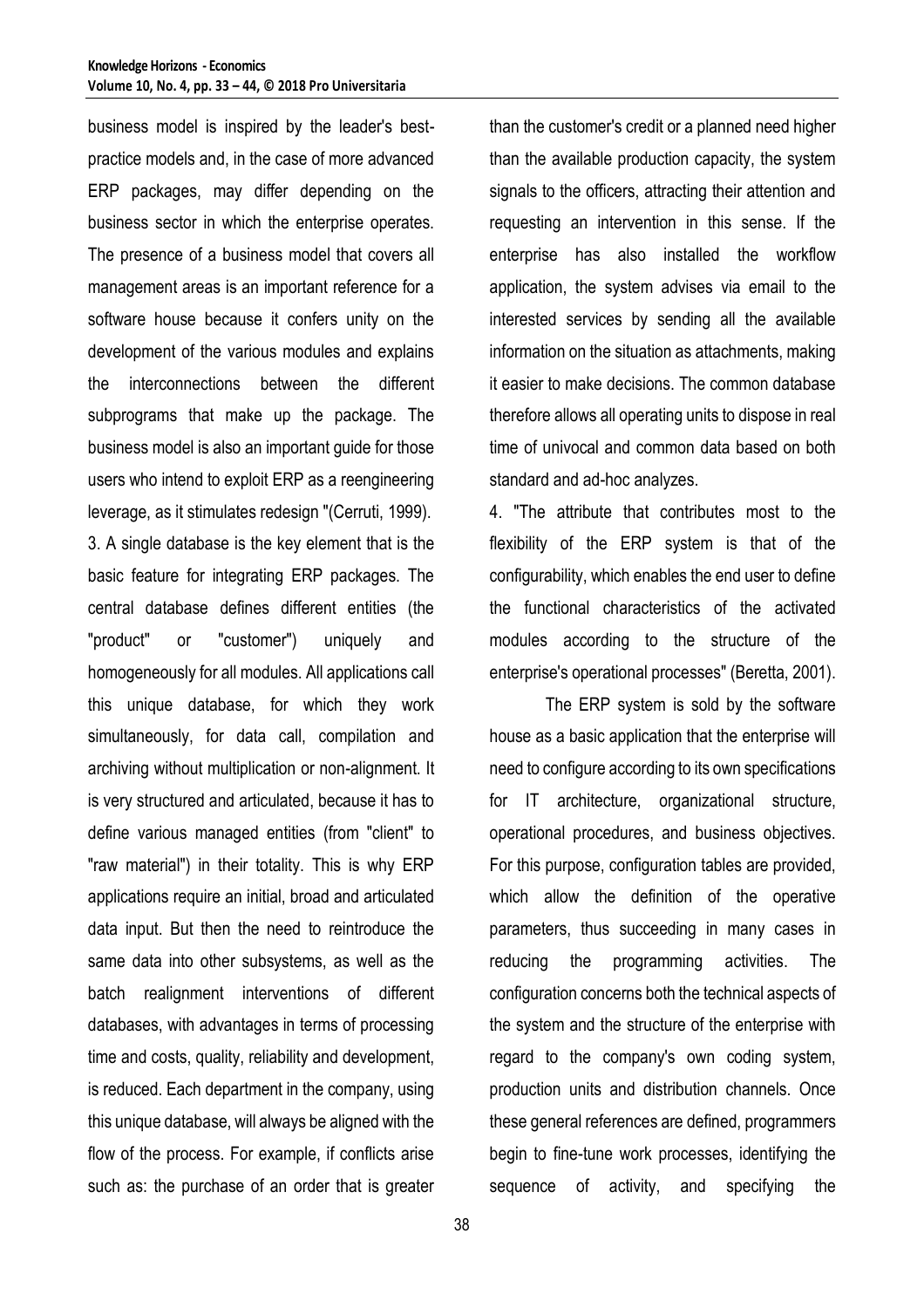business model is inspired by the leader's best-practice models and, in the case of more advanced ERP packages, may differ depending on the business sector in which the enterprise operates. The presence of a business model that covers all management areas is an important reference for a software house because it confers unity on the development of the various modules and explains the interconnections between the different subprograms that make up the package. The business model is also an important guide for those users who intend to exploit ERP as a reengineering leverage, as it stimulates redesign "(Cerruti, 1999).

3. A single database is the key element that is the basic feature for integrating ERP packages. The central database defines different entities (the "product" or "customer") uniquely and homogeneously for all modules. All applications call this unique database, for which they work simultaneously, for data call, compilation and archiving without multiplication or non-alignment. It is very structured and articulated, because it has to define various managed entities (from "client" to "raw material") in their totality. This is why ERP applications require an initial, broad and articulated data input. But then the need to reintroduce the same data into other subsystems, as well as the batch realignment interventions of different databases, with advantages in terms of processing time and costs, quality, reliability and development, is reduced. Each department in the company, using this unique database, will always be aligned with the flow of the process. For example, if conflicts arise such as: the purchase of an order that is greater than the customer's credit or a planned need higher than the available production capacity, the system signals to the officers, attracting their attention and requesting an intervention in this sense. If the enterprise has also installed the workflow application, the system advises via email to the interested services by sending all the available information on the situation as attachments, making it easier to make decisions. The common database therefore allows all operating units to dispose in real time of univocal and common data based on both standard and ad-hoc analyzes.

4. "The attribute that contributes most to the flexibility of the ERP system is that of the configurability, which enables the end user to define the functional characteristics of the activated modules according to the structure of the enterprise's operational processes" (Beretta, 2001).

The ERP system is sold by the software house as a basic application that the enterprise will need to configure according to its own specifications for IT architecture, organizational structure, operational procedures, and business objectives. For this purpose, configuration tables are provided, which allow the definition of the operative parameters, thus succeeding in many cases in reducing the programming activities. The configuration concerns both the technical aspects of the system and the structure of the enterprise with regard to the company's own coding system, production units and distribution channels. Once these general references are defined, programmers begin to fine-tune work processes, identifying the sequence of activity, and specifying the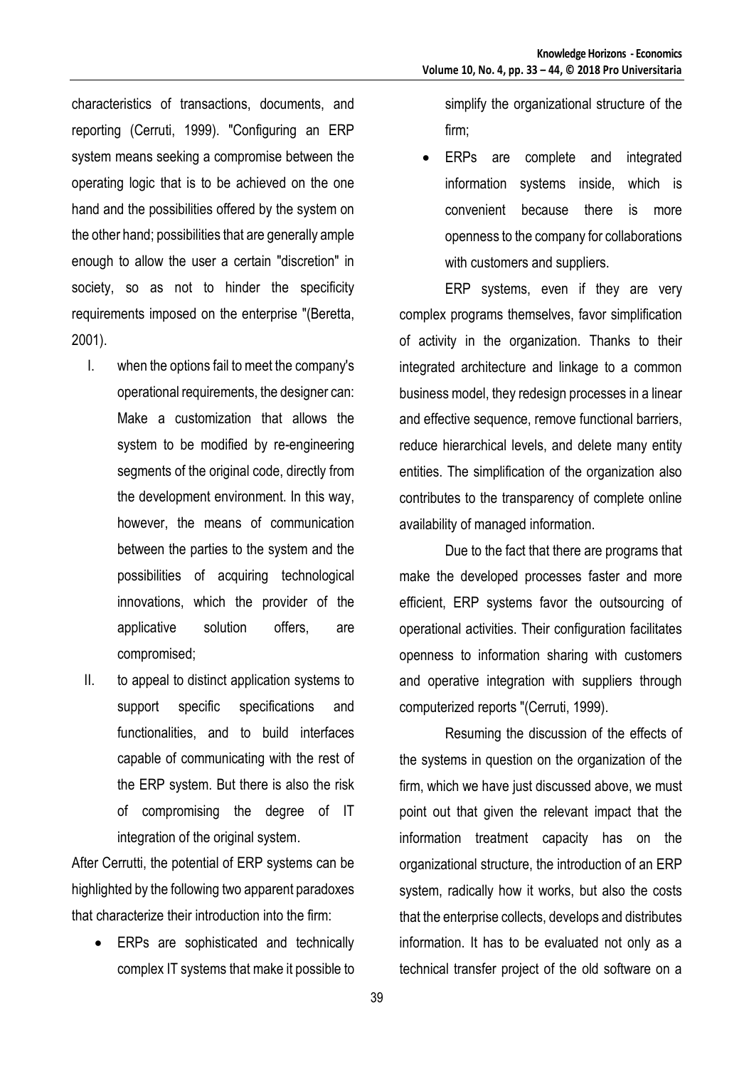characteristics of transactions, documents, and reporting (Cerruti, 1999). "Configuring an ERP system means seeking a compromise between the operating logic that is to be achieved on the one hand and the possibilities offered by the system on the other hand; possibilities that are generally ample enough to allow the user a certain "discretion" in society, so as not to hinder the specificity requirements imposed on the enterprise "(Beretta, 2001).

I. when the options fail to meet the company's operational requirements, the designer can: Make a customization that allows the system to be modified by re-engineering segments of the original code, directly from the development environment. In this way, however, the means of communication between the parties to the system and the possibilities of acquiring technological innovations, which the provider of the applicative solution offers, are compromised;

II. to appeal to distinct application systems to support specific specifications and functionalities, and to build interfaces capable of communicating with the rest of the ERP system. But there is also the risk of compromising the degree of IT integration of the original system.

After Cerrutti, the potential of ERP systems can be highlighted by the following two apparent paradoxes that characterize their introduction into the firm:

- ERPs are sophisticated and technically complex IT systems that make it possible to simplify the organizational structure of the firm;
- ERPs are complete and integrated information systems inside, which is convenient because there is more openness to the company for collaborations with customers and suppliers.

ERP systems, even if they are very complex programs themselves, favor simplification of activity in the organization. Thanks to their integrated architecture and linkage to a common business model, they redesign processes in a linear and effective sequence, remove functional barriers, reduce hierarchical levels, and delete many entity entities. The simplification of the organization also contributes to the transparency of complete online availability of managed information.

Due to the fact that there are programs that make the developed processes faster and more efficient, ERP systems favor the outsourcing of operational activities. Their configuration facilitates openness to information sharing with customers and operative integration with suppliers through computerized reports "(Cerruti, 1999).

Resuming the discussion of the effects of the systems in question on the organization of the firm, which we have just discussed above, we must point out that given the relevant impact that the information treatment capacity has on the organizational structure, the introduction of an ERP system, radically how it works, but also the costs that the enterprise collects, develops and distributes information. It has to be evaluated not only as a technical transfer project of the old software on a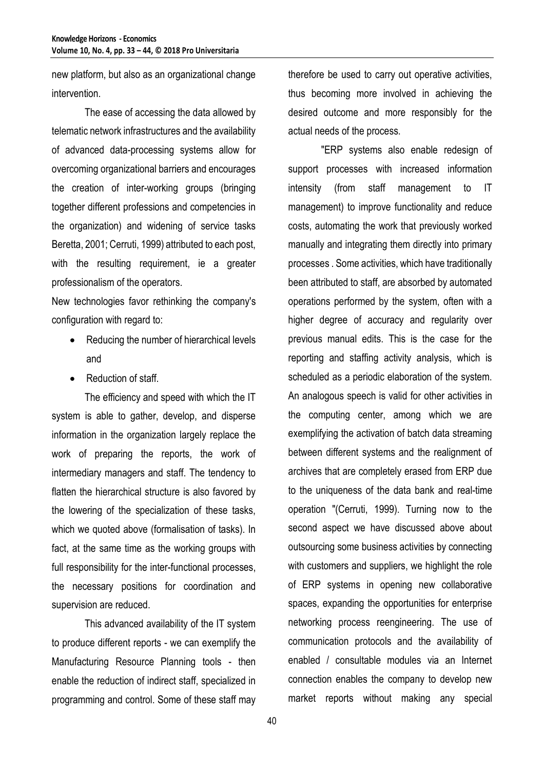new platform, but also as an organizational change intervention.

The ease of accessing the data allowed by telematic network infrastructures and the availability of advanced data-processing systems allow for overcoming organizational barriers and encourages the creation of inter-working groups (bringing together different professions and competencies in the organization) and widening of service tasks Beretta, 2001; Cerruti, 1999) attributed to each post, with the resulting requirement, ie a greater professionalism of the operators.

New technologies favor rethinking the company's configuration with regard to:

- Reducing the number of hierarchical levels and
- Reduction of staff.

The efficiency and speed with which the IT system is able to gather, develop, and disperse information in the organization largely replace the work of preparing the reports, the work of intermediary managers and staff. The tendency to flatten the hierarchical structure is also favored by the lowering of the specialization of these tasks, which we quoted above (formalisation of tasks). In fact, at the same time as the working groups with full responsibility for the inter-functional processes, the necessary positions for coordination and supervision are reduced.

This advanced availability of the IT system to produce different reports - we can exemplify the Manufacturing Resource Planning tools - then enable the reduction of indirect staff, specialized in programming and control. Some of these staff may therefore be used to carry out operative activities, thus becoming more involved in achieving the desired outcome and more responsibly for the actual needs of the process.

"ERP systems also enable redesign of support processes with increased information intensity (from staff management to IT management) to improve functionality and reduce costs, automating the work that previously worked manually and integrating them directly into primary processes . Some activities, which have traditionally been attributed to staff, are absorbed by automated operations performed by the system, often with a higher degree of accuracy and regularity over previous manual edits. This is the case for the reporting and staffing activity analysis, which is scheduled as a periodic elaboration of the system. An analogous speech is valid for other activities in the computing center, among which we are exemplifying the activation of batch data streaming between different systems and the realignment of archives that are completely erased from ERP due to the uniqueness of the data bank and real-time operation "(Cerruti, 1999). Turning now to the second aspect we have discussed above about outsourcing some business activities by connecting with customers and suppliers, we highlight the role of ERP systems in opening new collaborative spaces, expanding the opportunities for enterprise networking process reengineering. The use of communication protocols and the availability of enabled / consultable modules via an Internet connection enables the company to develop new market reports without making any special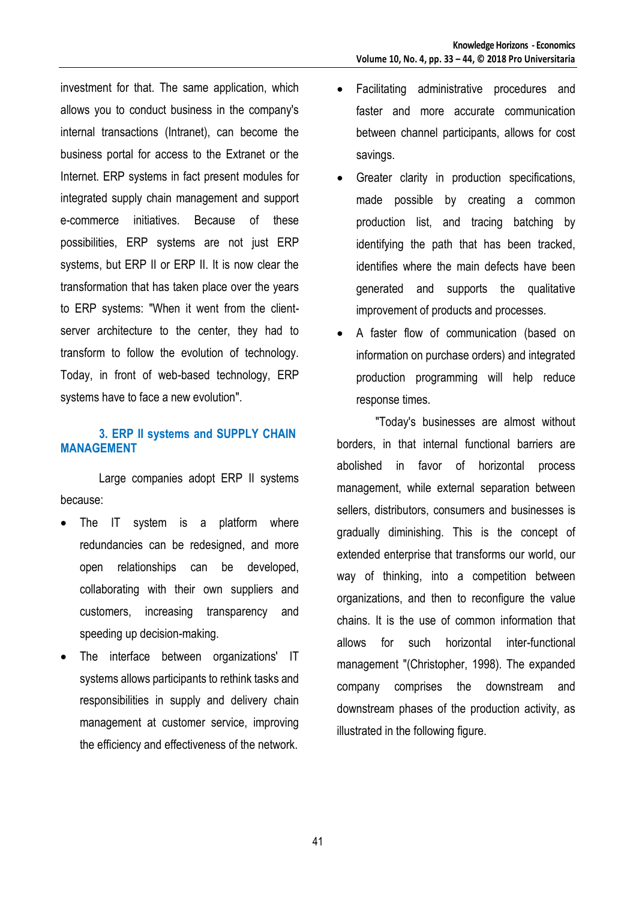investment for that. The same application, which allows you to conduct business in the company's internal transactions (Intranet), can become the business portal for access to the Extranet or the Internet. ERP systems in fact present modules for integrated supply chain management and support e-commerce initiatives. Because of these possibilities, ERP systems are not just ERP systems, but ERP II or ERP II. It is now clear the transformation that has taken place over the years to ERP systems: "When it went from the client-server architecture to the center, they had to transform to follow the evolution of technology. Today, in front of web-based technology, ERP systems have to face a new evolution".

## 3. ERP II systems and SUPPLY CHAIN MANAGEMENT

Large companies adopt ERP II systems because:

- The IT system is a platform where redundancies can be redesigned, and more open relationships can be developed, collaborating with their own suppliers and customers, increasing transparency and speeding up decision-making.
- The interface between organizations' IT systems allows participants to rethink tasks and responsibilities in supply and delivery chain management at customer service, improving the efficiency and effectiveness of the network.
- Facilitating administrative procedures and faster and more accurate communication between channel participants, allows for cost savings.
- Greater clarity in production specifications, made possible by creating a common production list, and tracing batching by identifying the path that has been tracked, identifies where the main defects have been generated and supports the qualitative improvement of products and processes.
- A faster flow of communication (based on information on purchase orders) and integrated production programming will help reduce response times.

"Today's businesses are almost without borders, in that internal functional barriers are abolished in favor of horizontal process management, while external separation between sellers, distributors, consumers and businesses is gradually diminishing. This is the concept of extended enterprise that transforms our world, our way of thinking, into a competition between organizations, and then to reconfigure the value chains. It is the use of common information that allows for such horizontal inter-functional management "(Christopher, 1998). The expanded company comprises the downstream and downstream phases of the production activity, as illustrated in the following figure.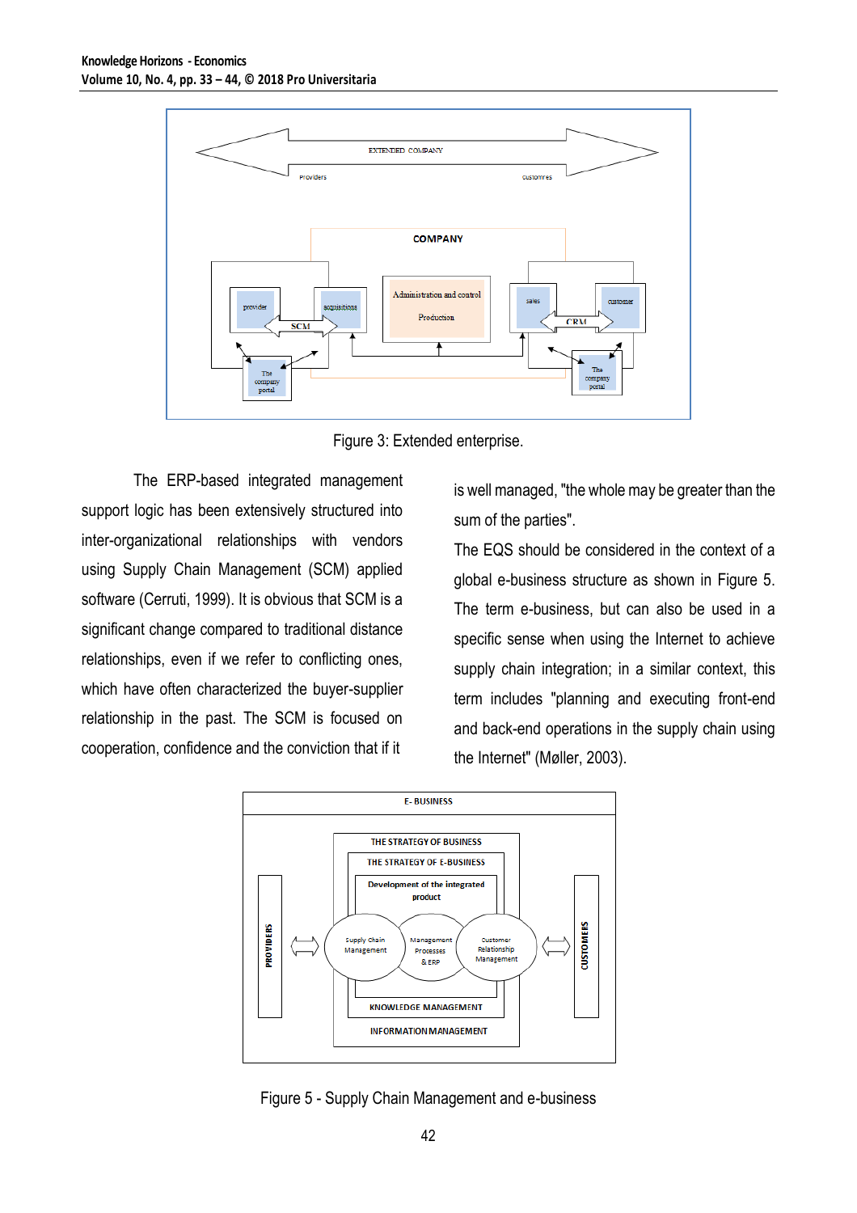Figure 3: Extended enterprise.

The ERP-based integrated management support logic has been extensively structured into inter-organizational relationships with vendors using Supply Chain Management (SCM) applied software (Cerruti, 1999). It is obvious that SCM is a significant change compared to traditional distance relationships, even if we refer to conflicting ones, which have often characterized the buyer-supplier relationship in the past. The SCM is focused on cooperation, confidence and the conviction that if it is well managed, "the whole may be greater than the sum of the parties".

The EQS should be considered in the context of a global e-business structure as shown in Figure 5. The term e-business, but can also be used in a specific sense when using the Internet to achieve supply chain integration; in a similar context, this term includes "planning and executing front-end and back-end operations in the supply chain using the Internet" (Møller, 2003).

Figure 5 - Supply Chain Management and e-business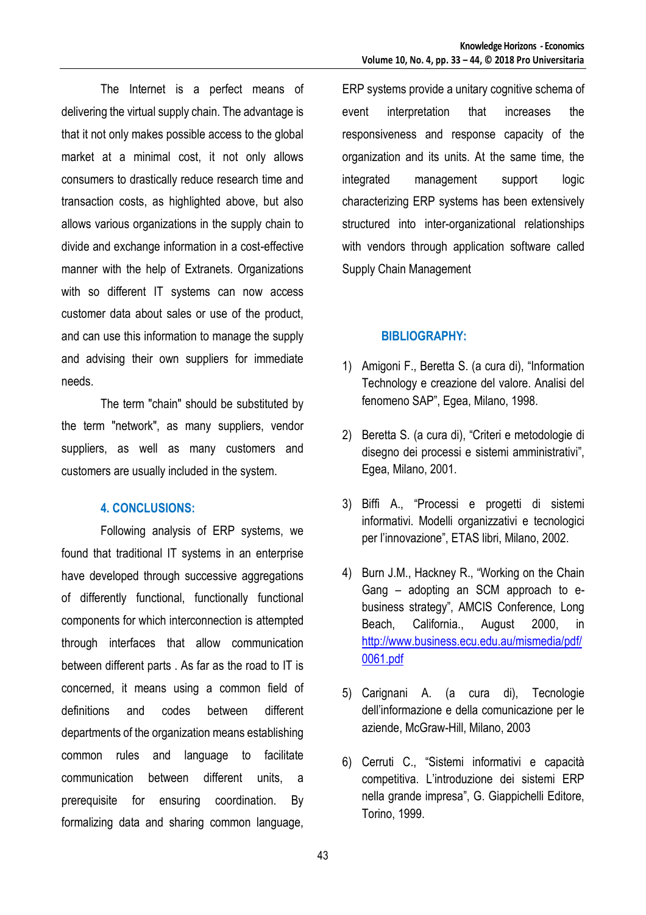The Internet is a perfect means of delivering the virtual supply chain. The advantage is that it not only makes possible access to the global market at a minimal cost, it not only allows consumers to drastically reduce research time and transaction costs, as highlighted above, but also allows various organizations in the supply chain to divide and exchange information in a cost-effective manner with the help of Extranets. Organizations with so different IT systems can now access customer data about sales or use of the product, and can use this information to manage the supply and advising their own suppliers for immediate needs.

The term "chain" should be substituted by the term "network", as many suppliers, vendor suppliers, as well as many customers and customers are usually included in the system.

## 4. CONCLUSIONS:

Following analysis of ERP systems, we found that traditional IT systems in an enterprise have developed through successive aggregations of differently functional, functionally functional components for which interconnection is attempted through interfaces that allow communication between different parts . As far as the road to IT is concerned, it means using a common field of definitions and codes between different departments of the organization means establishing common rules and language to facilitate communication between different units, a prerequisite for ensuring coordination. By formalizing data and sharing common language, ERP systems provide a unitary cognitive schema of event interpretation that increases the responsiveness and response capacity of the organization and its units. At the same time, the integrated management support logic characterizing ERP systems has been extensively structured into inter-organizational relationships with vendors through application software called Supply Chain Management

## BIBLIOGRAPHY:

1) Amigoni F., Beretta S. (a cura di), "Information Technology e creazione del valore. Analisi del fenomeno SAP", Egea, Milano, 1998.

2) Beretta S. (a cura di), "Criteri e metodologie di disegno dei processi e sistemi amministrativi", Egea, Milano, 2001.

3) Biffi A., "Processi e progetti di sistemi informativi. Modelli organizzativi e tecnologici per l'innovazione", ETAS libri, Milano, 2002.

4) Burn J.M., Hackney R., "Working on the Chain Gang – adopting an SCM approach to e-business strategy", AMCIS Conference, Long Beach, California., August 2000, in http://www.business.ecu.edu.au/mismedia/pdf/0061.pdf

5) Carignani A. (a cura di), Tecnologie dell'informazione e della comunicazione per le aziende, McGraw-Hill, Milano, 2003

6) Cerruti C., "Sistemi informativi e capacità competitiva. L'introduzione dei sistemi ERP nella grande impresa", G. Giappichelli Editore, Torino, 1999.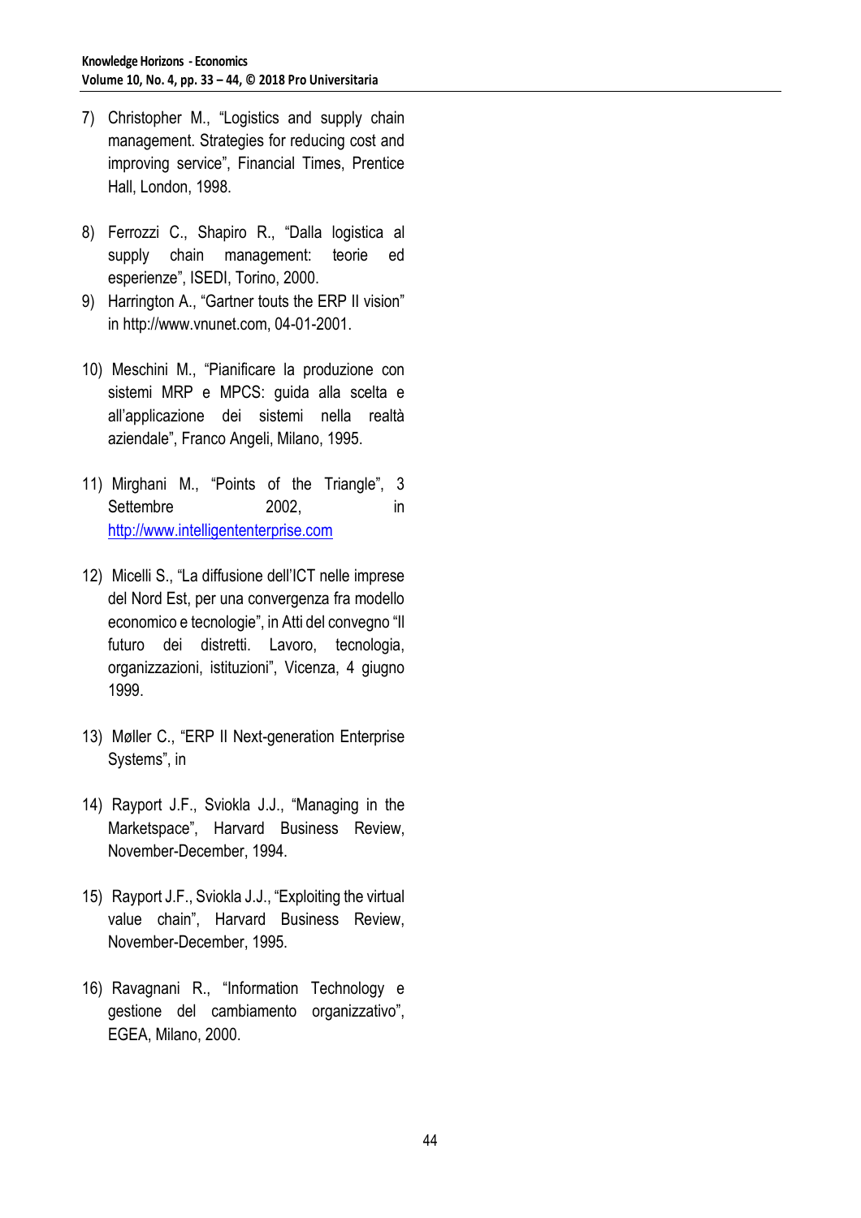7) Christopher M., "Logistics and supply chain management. Strategies for reducing cost and improving service", Financial Times, Prentice Hall, London, 1998.

8) Ferrozzi C., Shapiro R., "Dalla logistica al supply chain management: teorie ed esperienze", ISEDI, Torino, 2000.

9) Harrington A., "Gartner touts the ERP II vision" in http://www.vnunet.com, 04-01-2001.

10) Meschini M., "Pianificare la produzione con sistemi MRP e MPCS: guida alla scelta e all'applicazione dei sistemi nella realtà aziendale", Franco Angeli, Milano, 1995.

11) Mirghani M., "Points of the Triangle", 3 Settembre 2002, in http://www.intelligententerprise.com

12) Micelli S., "La diffusione dell'ICT nelle imprese del Nord Est, per una convergenza fra modello economico e tecnologie", in Atti del convegno "Il futuro dei distretti. Lavoro, tecnologia, organizzazioni, istituzioni", Vicenza, 4 giugno 1999.

13) Møller C., "ERP II Next-generation Enterprise Systems", in

14) Rayport J.F., Sviokla J.J., "Managing in the Marketspace", Harvard Business Review, November-December, 1994.

15) Rayport J.F., Sviokla J.J., "Exploiting the virtual value chain", Harvard Business Review, November-December, 1995.

16) Ravagnani R., "Information Technology e gestione del cambiamento organizzativo", EGEA, Milano, 2000.